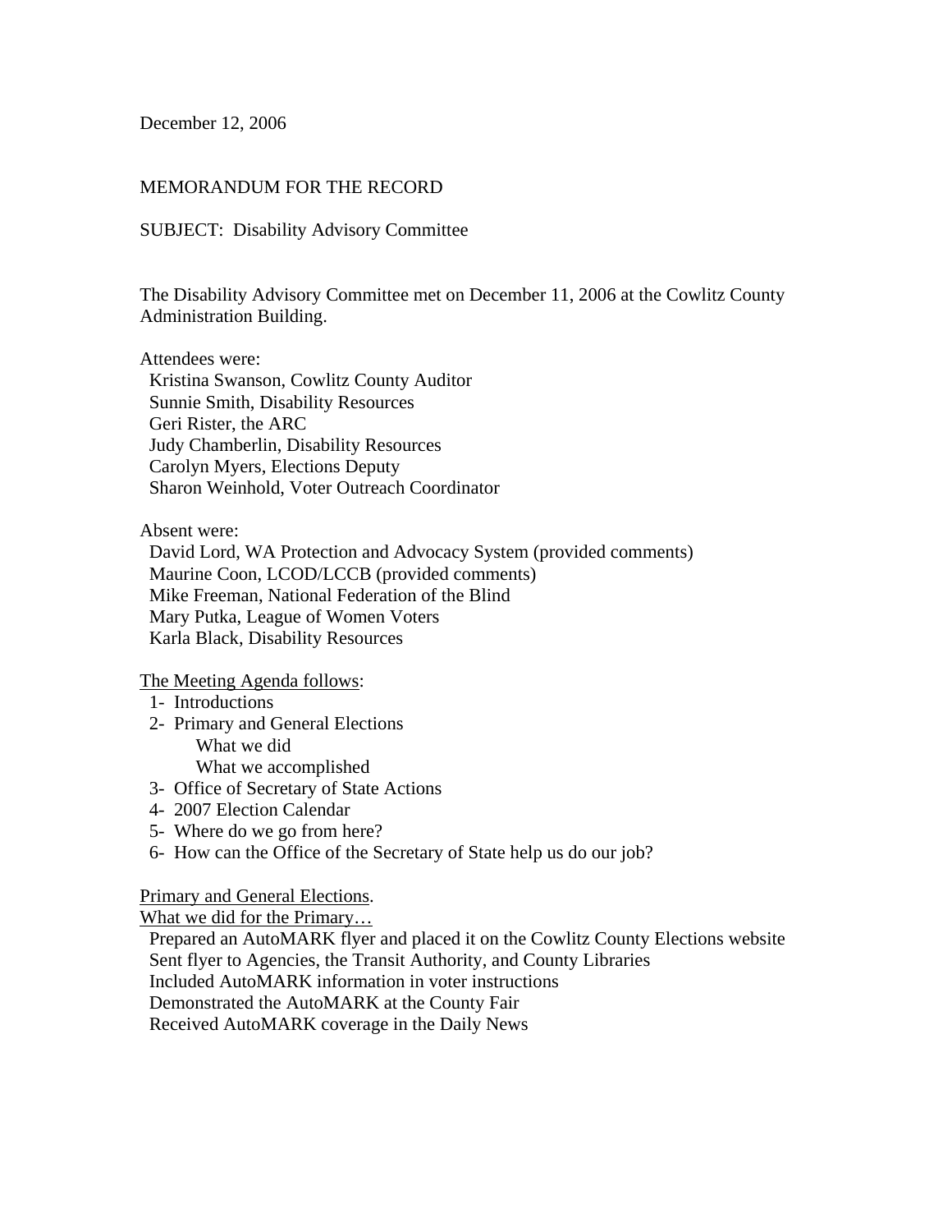December 12, 2006

MEMORANDUM FOR THE RECORD

SUBJECT: Disability Advisory Committee

The Disability Advisory Committee met on December 11, 2006 at the Cowlitz County Administration Building.

Attendees were:
- Kristina Swanson, Cowlitz County Auditor
- Sunnie Smith, Disability Resources
- Geri Rister, the ARC
- Judy Chamberlin, Disability Resources
- Carolyn Myers, Elections Deputy
- Sharon Weinhold, Voter Outreach Coordinator

Absent were:
- David Lord, WA Protection and Advocacy System (provided comments)
- Maurine Coon, LCOD/LCCB (provided comments)
- Mike Freeman, National Federation of the Blind
- Mary Putka, League of Women Voters
- Karla Black, Disability Resources

<u>The Meeting Agenda follows</u>:

1- Introductions
2- Primary and General Elections
   - What we did
   - What we accomplished
3- Office of Secretary of State Actions
4- 2007 Election Calendar
5- Where do we go from here?
6- How can the Office of the Secretary of State help us do our job?

<u>Primary and General Elections</u>.

<u>What we did for the Primary…</u>

- Prepared an AutoMARK flyer and placed it on the Cowlitz County Elections website
- Sent flyer to Agencies, the Transit Authority, and County Libraries
- Included AutoMARK information in voter instructions
- Demonstrated the AutoMARK at the County Fair
- Received AutoMARK coverage in the Daily News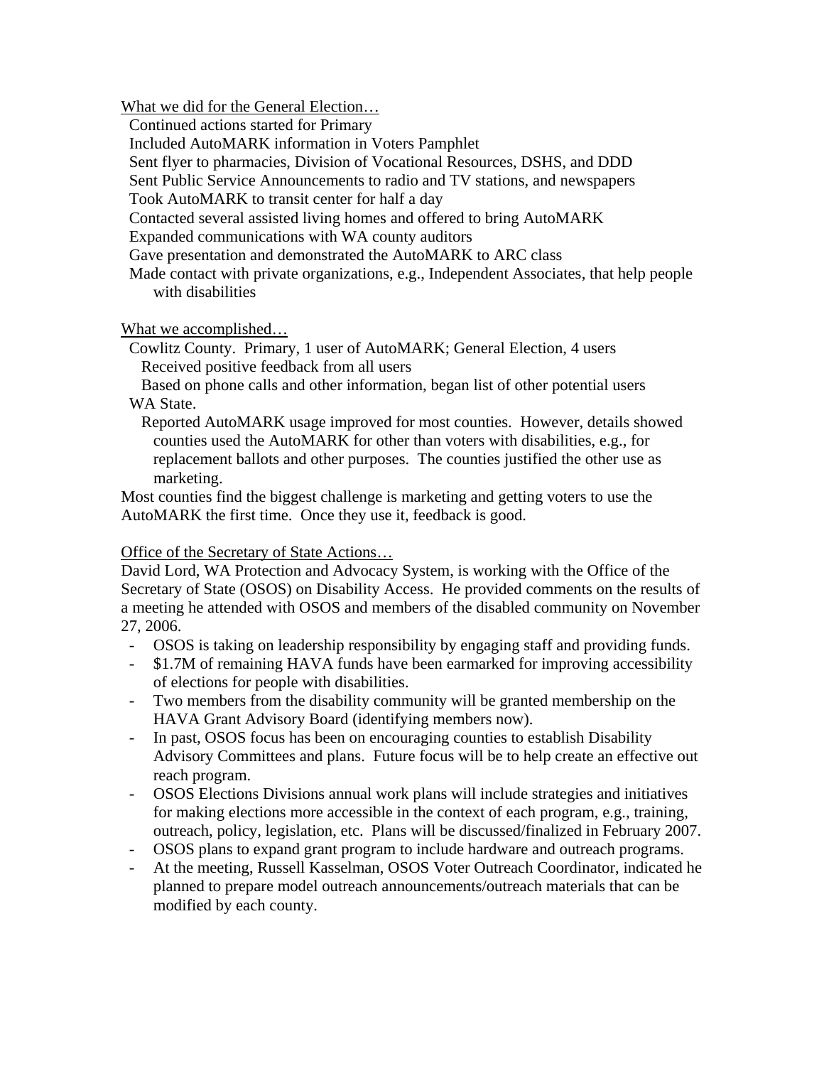What we did for the General Election…

- Continued actions started for Primary
- Included AutoMARK information in Voters Pamphlet
- Sent flyer to pharmacies, Division of Vocational Resources, DSHS, and DDD
- Sent Public Service Announcements to radio and TV stations, and newspapers
- Took AutoMARK to transit center for half a day
- Contacted several assisted living homes and offered to bring AutoMARK
- Expanded communications with WA county auditors
- Gave presentation and demonstrated the AutoMARK to ARC class
- Made contact with private organizations, e.g., Independent Associates, that help people with disabilities

What we accomplished…

- Cowlitz County. Primary, 1 user of AutoMARK; General Election, 4 users
  - Received positive feedback from all users
  - Based on phone calls and other information, began list of other potential users
- WA State.
  - Reported AutoMARK usage improved for most counties. However, details showed counties used the AutoMARK for other than voters with disabilities, e.g., for replacement ballots and other purposes. The counties justified the other use as marketing.

Most counties find the biggest challenge is marketing and getting voters to use the AutoMARK the first time. Once they use it, feedback is good.

Office of the Secretary of State Actions…

David Lord, WA Protection and Advocacy System, is working with the Office of the Secretary of State (OSOS) on Disability Access. He provided comments on the results of a meeting he attended with OSOS and members of the disabled community on November 27, 2006.

- OSOS is taking on leadership responsibility by engaging staff and providing funds.
- \$1.7M of remaining HAVA funds have been earmarked for improving accessibility of elections for people with disabilities.
- Two members from the disability community will be granted membership on the HAVA Grant Advisory Board (identifying members now).
- In past, OSOS focus has been on encouraging counties to establish Disability Advisory Committees and plans. Future focus will be to help create an effective out reach program.
- OSOS Elections Divisions annual work plans will include strategies and initiatives for making elections more accessible in the context of each program, e.g., training, outreach, policy, legislation, etc. Plans will be discussed/finalized in February 2007.
- OSOS plans to expand grant program to include hardware and outreach programs.
- At the meeting, Russell Kasselman, OSOS Voter Outreach Coordinator, indicated he planned to prepare model outreach announcements/outreach materials that can be modified by each county.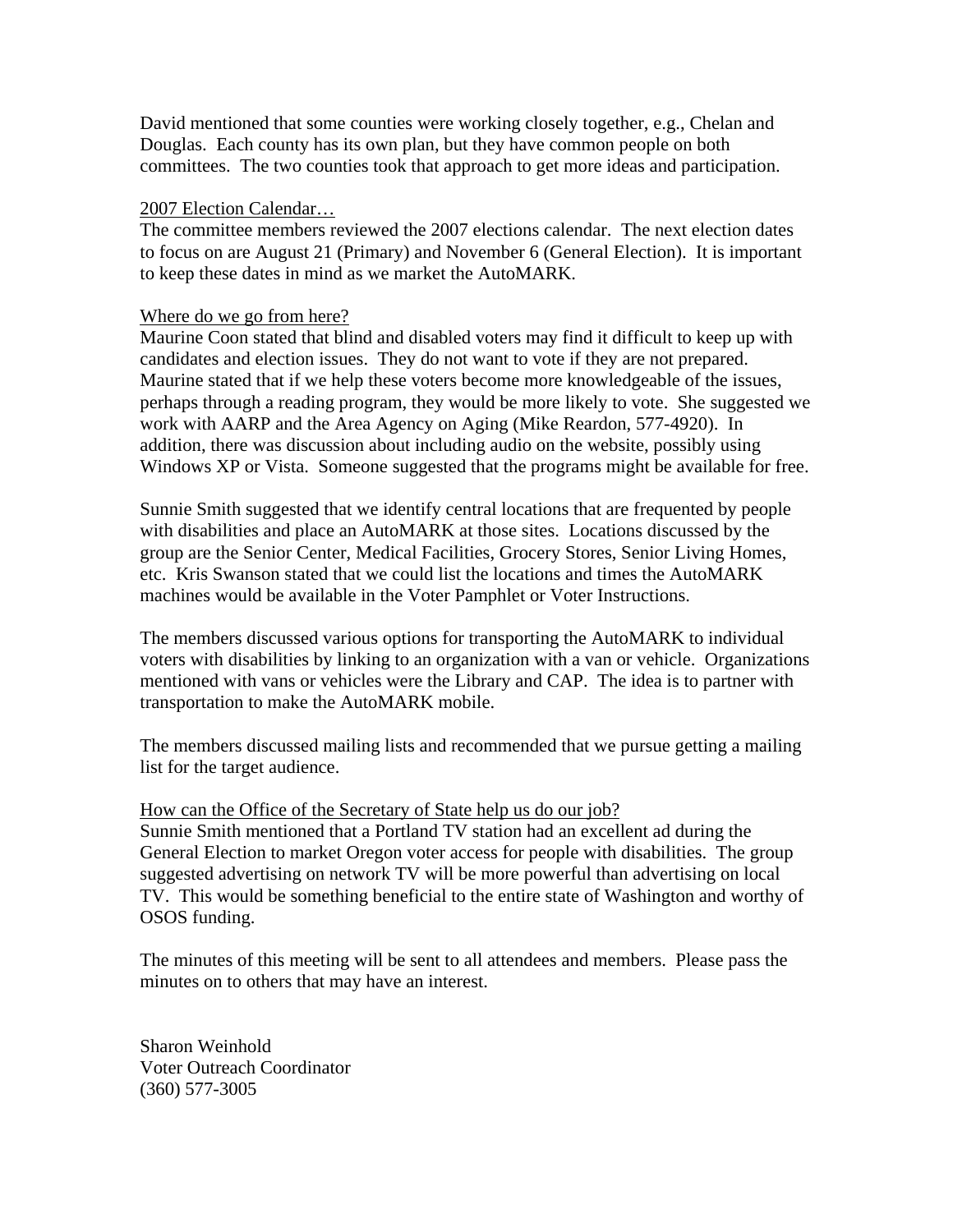David mentioned that some counties were working closely together, e.g., Chelan and Douglas. Each county has its own plan, but they have common people on both committees. The two counties took that approach to get more ideas and participation.

2007 Election Calendar…

The committee members reviewed the 2007 elections calendar. The next election dates to focus on are August 21 (Primary) and November 6 (General Election). It is important to keep these dates in mind as we market the AutoMARK.

Where do we go from here?

Maurine Coon stated that blind and disabled voters may find it difficult to keep up with candidates and election issues. They do not want to vote if they are not prepared. Maurine stated that if we help these voters become more knowledgeable of the issues, perhaps through a reading program, they would be more likely to vote. She suggested we work with AARP and the Area Agency on Aging (Mike Reardon, 577-4920). In addition, there was discussion about including audio on the website, possibly using Windows XP or Vista. Someone suggested that the programs might be available for free.

Sunnie Smith suggested that we identify central locations that are frequented by people with disabilities and place an AutoMARK at those sites. Locations discussed by the group are the Senior Center, Medical Facilities, Grocery Stores, Senior Living Homes, etc. Kris Swanson stated that we could list the locations and times the AutoMARK machines would be available in the Voter Pamphlet or Voter Instructions.

The members discussed various options for transporting the AutoMARK to individual voters with disabilities by linking to an organization with a van or vehicle. Organizations mentioned with vans or vehicles were the Library and CAP. The idea is to partner with transportation to make the AutoMARK mobile.

The members discussed mailing lists and recommended that we pursue getting a mailing list for the target audience.

How can the Office of the Secretary of State help us do our job?

Sunnie Smith mentioned that a Portland TV station had an excellent ad during the General Election to market Oregon voter access for people with disabilities. The group suggested advertising on network TV will be more powerful than advertising on local TV. This would be something beneficial to the entire state of Washington and worthy of OSOS funding.

The minutes of this meeting will be sent to all attendees and members. Please pass the minutes on to others that may have an interest.

Sharon Weinhold
Voter Outreach Coordinator
(360) 577-3005